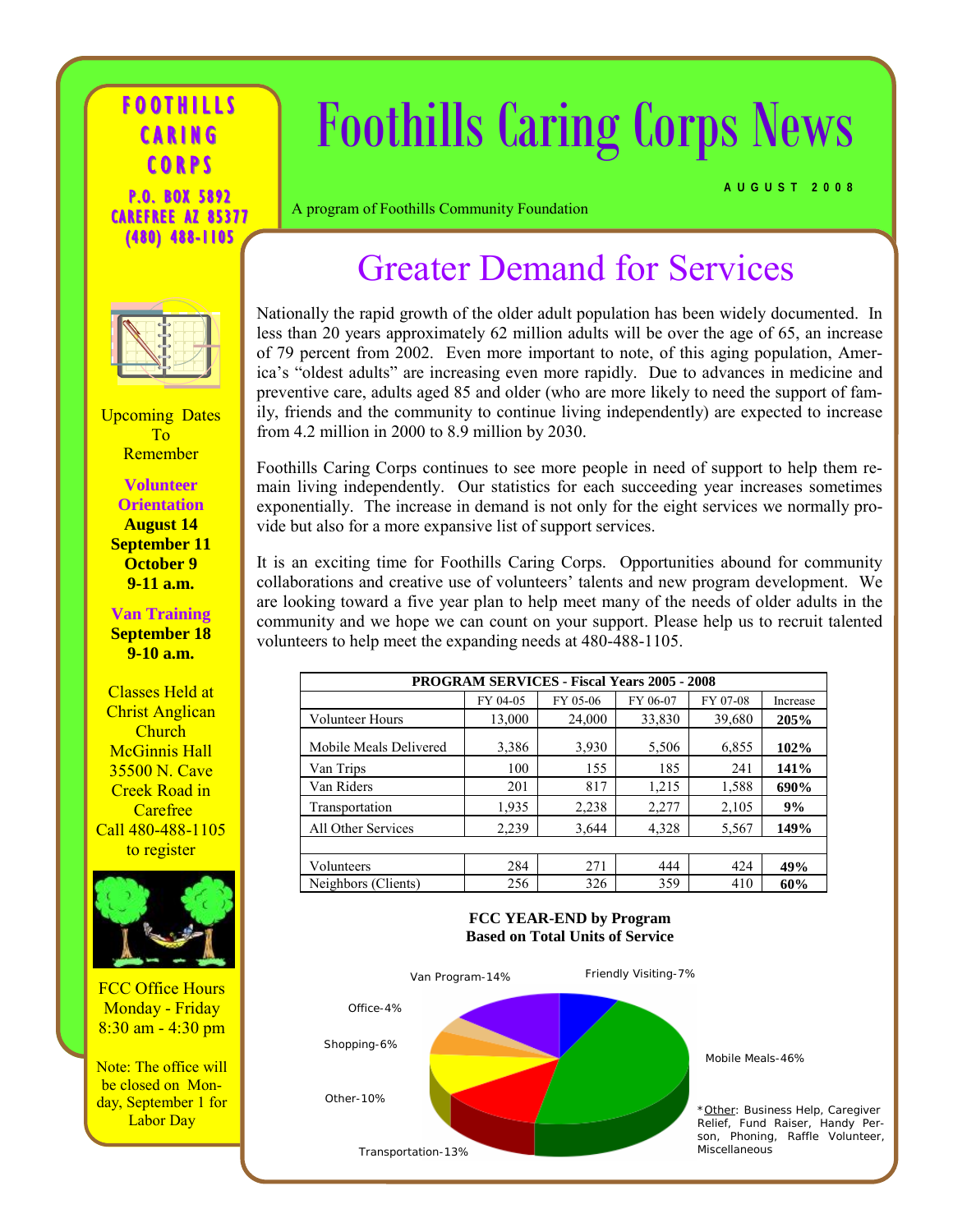# Foothills Caring Corps News

AUGUST 2008

A program of Foothills Community Foundation

**FOOTHILLS CARING CORPS**
**P.O. BOX 5892**
**CAREFREE AZ 85377**
**(480) 488-1105**

Upcoming Dates To Remember

**Volunteer Orientation**
**August 14**
**September 11**
**October 9**
**9-11 a.m.**

**Van Training**
**September 18**
**9-10 a.m.**

Classes Held at Christ Anglican Church McGinnis Hall 35500 N. Cave Creek Road in Carefree
Call 480-488-1105 to register

FCC Office Hours
Monday - Friday
8:30 am - 4:30 pm

Note: The office will be closed on Monday, September 1 for Labor Day

## Greater Demand for Services

Nationally the rapid growth of the older adult population has been widely documented. In less than 20 years approximately 62 million adults will be over the age of 65, an increase of 79 percent from 2002. Even more important to note, of this aging population, America's "oldest adults" are increasing even more rapidly. Due to advances in medicine and preventive care, adults aged 85 and older (who are more likely to need the support of family, friends and the community to continue living independently) are expected to increase from 4.2 million in 2000 to 8.9 million by 2030.

Foothills Caring Corps continues to see more people in need of support to help them remain living independently. Our statistics for each succeeding year increases sometimes exponentially. The increase in demand is not only for the eight services we normally provide but also for a more expansive list of support services.

It is an exciting time for Foothills Caring Corps. Opportunities abound for community collaborations and creative use of volunteers' talents and new program development. We are looking toward a five year plan to help meet many of the needs of older adults in the community and we hope we can count on your support. Please help us to recruit talented volunteers to help meet the expanding needs at 480-488-1105.

**PROGRAM SERVICES - Fiscal Years 2005 - 2008**

| | FY 04-05 | FY 05-06 | FY 06-07 | FY 07-08 | Increase |
|---|---|---|---|---|---|
| Volunteer Hours | 13,000 | 24,000 | 33,830 | 39,680 | **205%** |
| Mobile Meals Delivered | 3,386 | 3,930 | 5,506 | 6,855 | **102%** |
| Van Trips | 100 | 155 | 185 | 241 | **141%** |
| Van Riders | 201 | 817 | 1,215 | 1,588 | **690%** |
| Transportation | 1,935 | 2,238 | 2,277 | 2,105 | **9%** |
| All Other Services | 2,239 | 3,644 | 4,328 | 5,567 | **149%** |
| | | | | | |
| Volunteers | 284 | 271 | 444 | 424 | **49%** |
| Neighbors (Clients) | 256 | 326 | 359 | 410 | **60%** |

**FCC YEAR-END by Program**
**Based on Total Units of Service**

Van Program-14%
Friendly Visiting-7%
Office-4%
Shopping-6%
Mobile Meals-46%
Other-10%
Transportation-13%

*Other: Business Help, Caregiver Relief, Fund Raiser, Handy Person, Phoning, Raffle Volunteer, Miscellaneous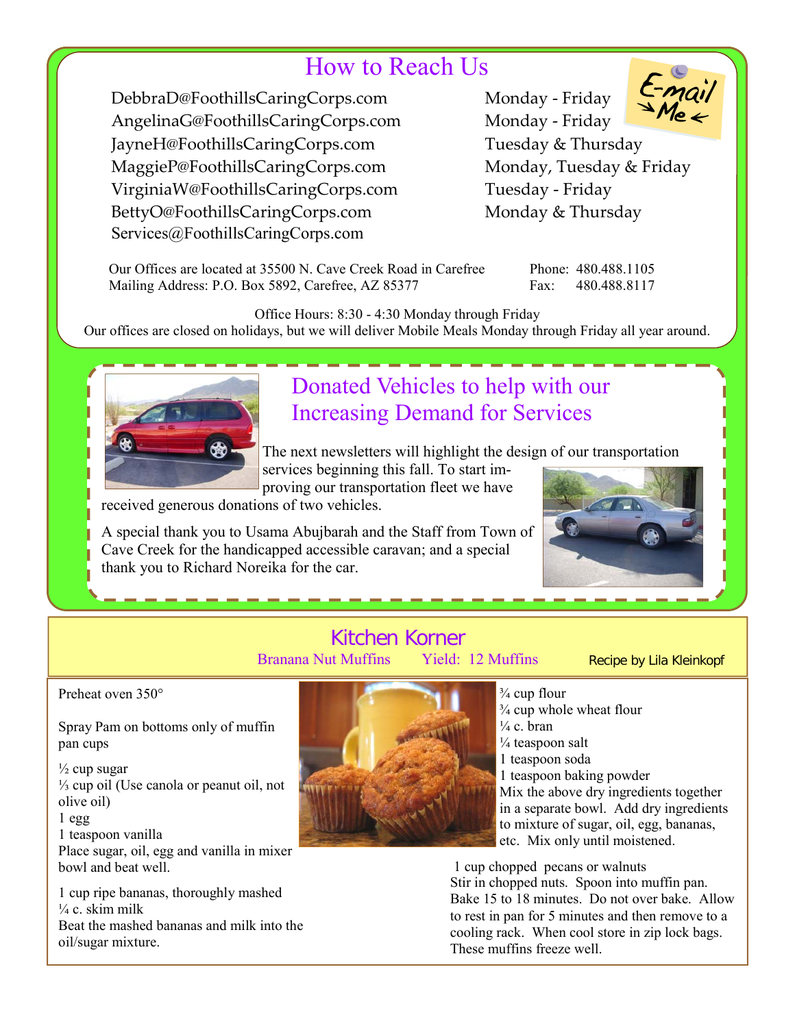## How to Reach Us

| Email | Days |
|---|---|
| DebbraD@FoothillsCaringCorps.com | Monday - Friday |
| AngelinaG@FoothillsCaringCorps.com | Monday - Friday |
| JayneH@FoothillsCaringCorps.com | Tuesday & Thursday |
| MaggieP@FoothillsCaringCorps.com | Monday, Tuesday & Friday |
| VirginiaW@FoothillsCaringCorps.com | Tuesday - Friday |
| BettyO@FoothillsCaringCorps.com | Monday & Thursday |
| Services@FoothillsCaringCorps.com | |

E-mail Me

Our Offices are located at 35500 N. Cave Creek Road in Carefree
Mailing Address: P.O. Box 5892, Carefree, AZ 85377

Phone: 480.488.1105
Fax: 480.488.8117

Office Hours: 8:30 - 4:30 Monday through Friday
Our offices are closed on holidays, but we will deliver Mobile Meals Monday through Friday all year around.

## Donated Vehicles to help with our Increasing Demand for Services

The next newsletters will highlight the design of our transportation services beginning this fall. To start improving our transportation fleet we have received generous donations of two vehicles.

A special thank you to Usama Abujbarah and the Staff from Town of Cave Creek for the handicapped accessible caravan; and a special thank you to Richard Noreika for the car.

## Kitchen Korner

**Branana Nut Muffins** Yield: 12 Muffins Recipe by Lila Kleinkopf

Preheat oven 350°

Spray Pam on bottoms only of muffin pan cups

½ cup sugar
⅓ cup oil (Use canola or peanut oil, not olive oil)
1 egg
1 teaspoon vanilla
Place sugar, oil, egg and vanilla in mixer bowl and beat well.

1 cup ripe bananas, thoroughly mashed
¼ c. skim milk
Beat the mashed bananas and milk into the oil/sugar mixture.

¾ cup flour
¾ cup whole wheat flour
¼ c. bran
¼ teaspoon salt
1 teaspoon soda
1 teaspoon baking powder
Mix the above dry ingredients together in a separate bowl. Add dry ingredients to mixture of sugar, oil, egg, bananas, etc. Mix only until moistened.

1 cup chopped pecans or walnuts
Stir in chopped nuts. Spoon into muffin pan. Bake 15 to 18 minutes. Do not over bake. Allow to rest in pan for 5 minutes and then remove to a cooling rack. When cool store in zip lock bags. These muffins freeze well.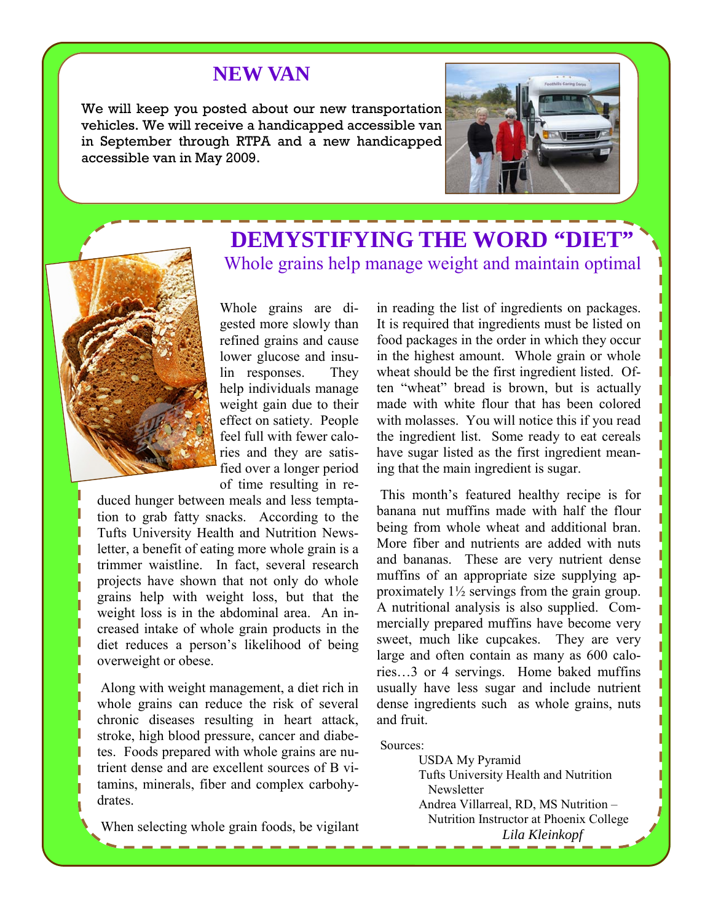## NEW VAN

We will keep you posted about our new transportation vehicles. We will receive a handicapped accessible van in September through RTPA and a new handicapped accessible van in May 2009.

## DEMYSTIFYING THE WORD "DIET"

### Whole grains help manage weight and maintain optimal

Whole grains are digested more slowly than refined grains and cause lower glucose and insulin responses. They help individuals manage weight gain due to their effect on satiety. People feel full with fewer calories and they are satisfied over a longer period of time resulting in reduced hunger between meals and less temptation to grab fatty snacks. According to the Tufts University Health and Nutrition Newsletter, a benefit of eating more whole grain is a trimmer waistline. In fact, several research projects have shown that not only do whole grains help with weight loss, but that the weight loss is in the abdominal area. An increased intake of whole grain products in the diet reduces a person's likelihood of being overweight or obese.

Along with weight management, a diet rich in whole grains can reduce the risk of several chronic diseases resulting in heart attack, stroke, high blood pressure, cancer and diabetes. Foods prepared with whole grains are nutrient dense and are excellent sources of B vitamins, minerals, fiber and complex carbohydrates.

When selecting whole grain foods, be vigilant in reading the list of ingredients on packages. It is required that ingredients must be listed on food packages in the order in which they occur in the highest amount. Whole grain or whole wheat should be the first ingredient listed. Often "wheat" bread is brown, but is actually made with white flour that has been colored with molasses. You will notice this if you read the ingredient list. Some ready to eat cereals have sugar listed as the first ingredient meaning that the main ingredient is sugar.

This month's featured healthy recipe is for banana nut muffins made with half the flour being from whole wheat and additional bran. More fiber and nutrients are added with nuts and bananas. These are very nutrient dense muffins of an appropriate size supplying approximately 1½ servings from the grain group. A nutritional analysis is also supplied. Commercially prepared muffins have become very sweet, much like cupcakes. They are very large and often contain as many as 600 calories…3 or 4 servings. Home baked muffins usually have less sugar and include nutrient dense ingredients such as whole grains, nuts and fruit.

Sources:

- USDA My Pyramid
- Tufts University Health and Nutrition Newsletter
- Andrea Villarreal, RD, MS Nutrition – Nutrition Instructor at Phoenix College

*Lila Kleinkopf*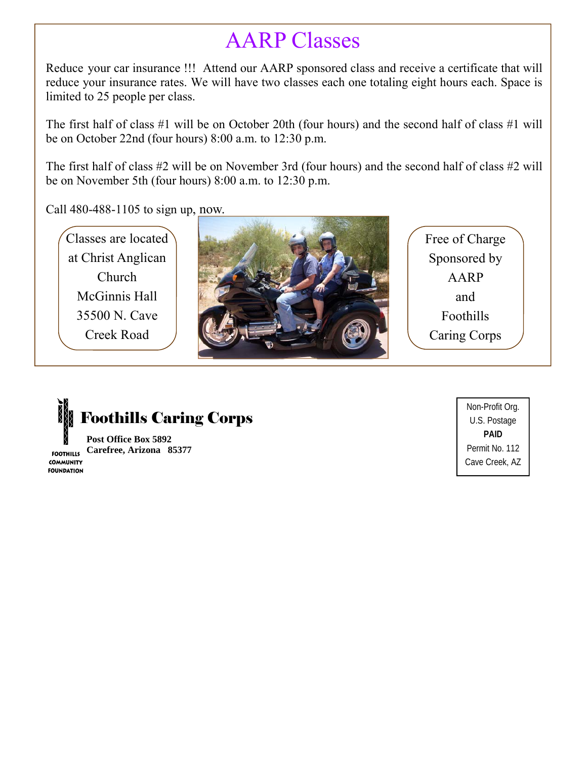# AARP Classes

Reduce your car insurance !!! Attend our AARP sponsored class and receive a certificate that will reduce your insurance rates. We will have two classes each one totaling eight hours each. Space is limited to 25 people per class.

The first half of class #1 will be on October 20th (four hours) and the second half of class #1 will be on October 22nd (four hours) 8:00 a.m. to 12:30 p.m.

The first half of class #2 will be on November 3rd (four hours) and the second half of class #2 will be on November 5th (four hours) 8:00 a.m. to 12:30 p.m.

Call 480-488-1105 to sign up, now.

Classes are located at Christ Anglican Church McGinnis Hall 35500 N. Cave Creek Road

Free of Charge Sponsored by AARP and Foothills Caring Corps

**Foothills Caring Corps**

**Post Office Box 5892**
**Carefree, Arizona 85377**

FOOTHILLS COMMUNITY FOUNDATION

Non-Profit Org.
U.S. Postage
**PAID**
Permit No. 112
Cave Creek, AZ